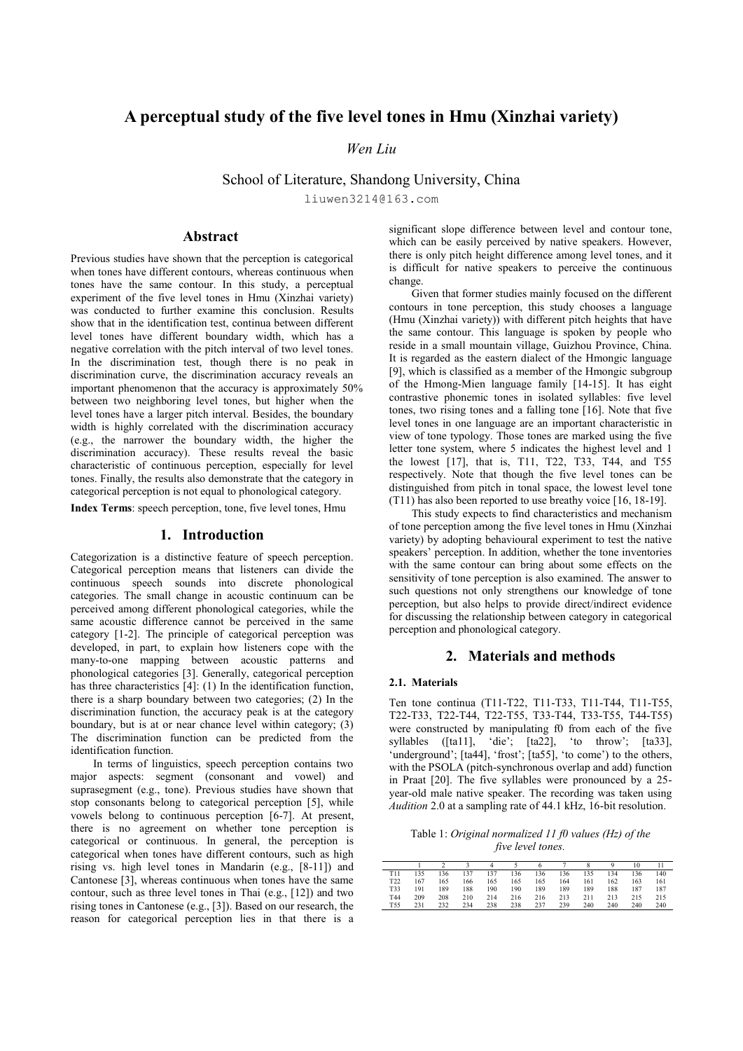# A perceptual study of the five level tones in Hmu (Xinzhai variety)

*Wen Liu*

School of Literature, Shandong University, China

liuwen3214@163.com

## Abstract

Previous studies have shown that the perception is categorical when tones have different contours, whereas continuous when tones have the same contour. In this study, a perceptual experiment of the five level tones in Hmu (Xinzhai variety) was conducted to further examine this conclusion. Results show that in the identification test, continua between different level tones have different boundary width, which has a negative correlation with the pitch interval of two level tones. In the discrimination test, though there is no peak in discrimination curve, the discrimination accuracy reveals an important phenomenon that the accuracy is approximately 50% between two neighboring level tones, but higher when the level tones have a larger pitch interval. Besides, the boundary width is highly correlated with the discrimination accuracy (e.g., the narrower the boundary width, the higher the discrimination accuracy). These results reveal the basic characteristic of continuous perception, especially for level tones. Finally, the results also demonstrate that the category in categorical perception is not equal to phonological category.

**Index Terms**: speech perception, tone, five level tones, Hmu

## 1. Introduction

Categorization is a distinctive feature of speech perception. Categorical perception means that listeners can divide the continuous speech sounds into discrete phonological categories. The small change in acoustic continuum can be perceived among different phonological categories, while the same acoustic difference cannot be perceived in the same category [1-2]. The principle of categorical perception was developed, in part, to explain how listeners cope with the many-to-one mapping between acoustic patterns and phonological categories [3]. Generally, categorical perception has three characteristics [4]: (1) In the identification function, there is a sharp boundary between two categories; (2) In the discrimination function, the accuracy peak is at the category boundary, but is at or near chance level within category; (3) The discrimination function can be predicted from the identification function.

In terms of linguistics, speech perception contains two major aspects: segment (consonant and vowel) and suprasegment (e.g., tone). Previous studies have shown that stop consonants belong to categorical perception [5], while vowels belong to continuous perception [6-7]. At present, there is no agreement on whether tone perception is categorical or continuous. In general, the perception is categorical when tones have different contours, such as high rising vs. high level tones in Mandarin (e.g., [8-11]) and Cantonese [3], whereas continuous when tones have the same contour, such as three level tones in Thai (e.g., [12]) and two rising tones in Cantonese (e.g., [3]). Based on our research, the reason for categorical perception lies in that there is a significant slope difference between level and contour tone, which can be easily perceived by native speakers. However, there is only pitch height difference among level tones, and it is difficult for native speakers to perceive the continuous change.

Given that former studies mainly focused on the different contours in tone perception, this study chooses a language (Hmu (Xinzhai variety)) with different pitch heights that have the same contour. This language is spoken by people who reside in a small mountain village, Guizhou Province, China. It is regarded as the eastern dialect of the Hmongic language [9], which is classified as a member of the Hmongic subgroup of the Hmong-Mien language family [14-15]. It has eight contrastive phonemic tones in isolated syllables: five level tones, two rising tones and a falling tone [16]. Note that five level tones in one language are an important characteristic in view of tone typology. Those tones are marked using the five letter tone system, where 5 indicates the highest level and 1 the lowest [17], that is, T11, T22, T33, T44, and T55 respectively. Note that though the five level tones can be distinguished from pitch in tonal space, the lowest level tone (T11) has also been reported to use breathy voice [16, 18-19].

This study expects to find characteristics and mechanism of tone perception among the five level tones in Hmu (Xinzhai variety) by adopting behavioural experiment to test the native speakers' perception. In addition, whether the tone inventories with the same contour can bring about some effects on the sensitivity of tone perception is also examined. The answer to such questions not only strengthens our knowledge of tone perception, but also helps to provide direct/indirect evidence for discussing the relationship between category in categorical perception and phonological category.

## 2. Materials and methods

### 2.1. Materials

Ten tone continua (T11-T22, T11-T33, T11-T44, T11-T55, T22-T33, T22-T44, T22-T55, T33-T44, T33-T55, T44-T55) were constructed by manipulating f0 from each of the five syllables ([ta11], 'die'; [ta22], 'to throw'; [ta33], 'underground'; [ta44], 'frost'; [ta55], 'to come') to the others, with the PSOLA (pitch-synchronous overlap and add) function in Praat [20]. The five syllables were pronounced by a 25-year-old male native speaker. The recording was taken using *Audition* 2.0 at a sampling rate of 44.1 kHz, 16-bit resolution.

Table 1: *Original normalized 11 f0 values (Hz) of the five level tones.*

| | 1 | 2 | 3 | 4 | 5 | 6 | 7 | 8 | 9 | 10 | 11 |
|---|---|---|---|---|---|---|---|---|---|---|---|
| T11 | 135 | 136 | 137 | 137 | 136 | 136 | 136 | 135 | 134 | 136 | 140 |
| T22 | 167 | 165 | 166 | 165 | 165 | 165 | 164 | 161 | 162 | 163 | 161 |
| T33 | 191 | 189 | 188 | 190 | 190 | 189 | 189 | 189 | 188 | 187 | 187 |
| T44 | 209 | 208 | 210 | 214 | 216 | 216 | 213 | 211 | 213 | 215 | 215 |
| T55 | 231 | 232 | 234 | 238 | 238 | 237 | 239 | 240 | 240 | 240 | 240 |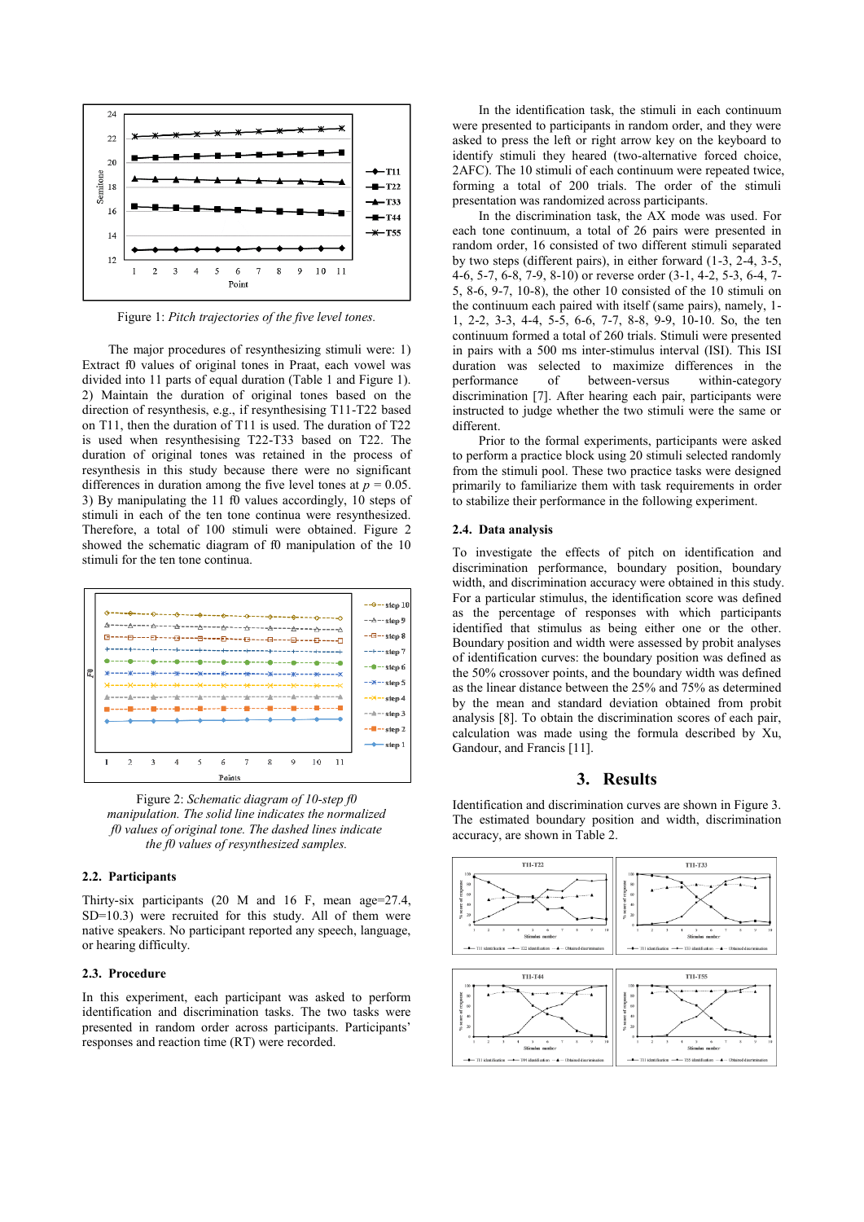Figure 1: *Pitch trajectories of the five level tones.*

The major procedures of resynthesizing stimuli were: 1) Extract f0 values of original tones in Praat, each vowel was divided into 11 parts of equal duration (Table 1 and Figure 1). 2) Maintain the duration of original tones based on the direction of resynthesis, e.g., if resynthesising T11-T22 based on T11, then the duration of T11 is used. The duration of T22 is used when resynthesising T22-T33 based on T22. The duration of original tones was retained in the process of resynthesis in this study because there were no significant differences in duration among the five level tones at $p = 0.05$. 3) By manipulating the 11 f0 values accordingly, 10 steps of stimuli in each of the ten tone continua were resynthesized. Therefore, a total of 100 stimuli were obtained. Figure 2 showed the schematic diagram of f0 manipulation of the 10 stimuli for the ten tone continua.

Figure 2: *Schematic diagram of 10-step f0 manipulation. The solid line indicates the normalized f0 values of original tone. The dashed lines indicate the f0 values of resynthesized samples.*

### 2.2. Participants

Thirty-six participants (20 M and 16 F, mean age=27.4, SD=10.3) were recruited for this study. All of them were native speakers. No participant reported any speech, language, or hearing difficulty.

### 2.3. Procedure

In this experiment, each participant was asked to perform identification and discrimination tasks. The two tasks were presented in random order across participants. Participants' responses and reaction time (RT) were recorded.

In the identification task, the stimuli in each continuum were presented to participants in random order, and they were asked to press the left or right arrow key on the keyboard to identify stimuli they heared (two-alternative forced choice, 2AFC). The 10 stimuli of each continuum were repeated twice, forming a total of 200 trials. The order of the stimuli presentation was randomized across participants.

In the discrimination task, the AX mode was used. For each tone continuum, a total of 26 pairs were presented in random order, 16 consisted of two different stimuli separated by two steps (different pairs), in either forward (1-3, 2-4, 3-5, 4-6, 5-7, 6-8, 7-9, 8-10) or reverse order (3-1, 4-2, 5-3, 6-4, 7-5, 8-6, 9-7, 10-8), the other 10 consisted of the 10 stimuli on the continuum each paired with itself (same pairs), namely, 1-1, 2-2, 3-3, 4-4, 5-5, 6-6, 7-7, 8-8, 9-9, 10-10. So, the ten continuum formed a total of 260 trials. Stimuli were presented in pairs with a 500 ms inter-stimulus interval (ISI). This ISI duration was selected to maximize differences in the performance of between-versus within-category discrimination [7]. After hearing each pair, participants were instructed to judge whether the two stimuli were the same or different.

Prior to the formal experiments, participants were asked to perform a practice block using 20 stimuli selected randomly from the stimuli pool. These two practice tasks were designed primarily to familiarize them with task requirements in order to stabilize their performance in the following experiment.

### 2.4. Data analysis

To investigate the effects of pitch on identification and discrimination performance, boundary position, boundary width, and discrimination accuracy were obtained in this study. For a particular stimulus, the identification score was defined as the percentage of responses with which participants identified that stimulus as being either one or the other. Boundary position and width were assessed by probit analyses of identification curves: the boundary position was defined as the 50% crossover points, and the boundary width was defined as the linear distance between the 25% and 75% as determined by the mean and standard deviation obtained from probit analysis [8]. To obtain the discrimination scores of each pair, calculation was made using the formula described by Xu, Gandour, and Francis [11].

## 3. Results

Identification and discrimination curves are shown in Figure 3. The estimated boundary position and width, discrimination accuracy, are shown in Table 2.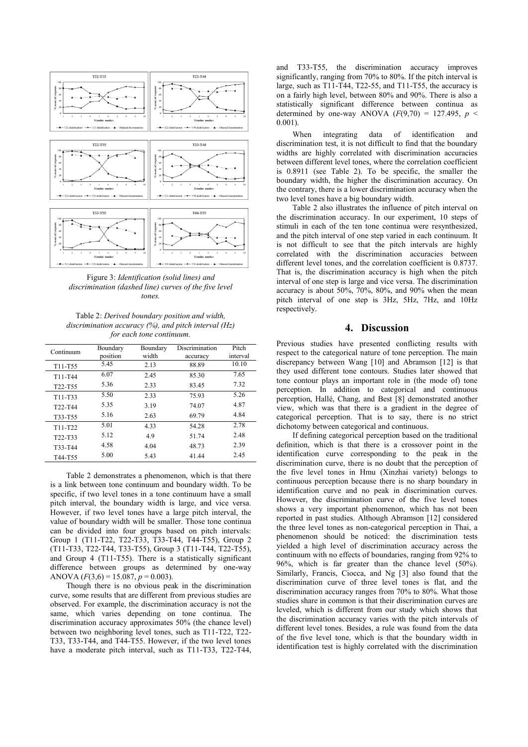Figure 3: *Identification (solid lines) and discrimination (dashed line) curves of the five level tones.*

Table 2: *Derived boundary position and width, discrimination accuracy (%), and pitch interval (Hz) for each tone continuum.*

| Continuum | Boundary position | Boundary width | Discrimination accuracy | Pitch interval |
|---|---|---|---|---|
| T11-T55 | 5.45 | 2.13 | 88.89 | 10.10 |
| T11-T44 | 6.07 | 2.45 | 85.30 | 7.65 |
| T22-T55 | 5.36 | 2.33 | 83.45 | 7.32 |
| T11-T33 | 5.50 | 2.33 | 75.93 | 5.26 |
| T22-T44 | 5.35 | 3.19 | 74.07 | 4.87 |
| T33-T55 | 5.16 | 2.63 | 69.79 | 4.84 |
| T11-T22 | 5.01 | 4.33 | 54.28 | 2.78 |
| T22-T33 | 5.12 | 4.9 | 51.74 | 2.48 |
| T33-T44 | 4.58 | 4.04 | 48.73 | 2.39 |
| T44-T55 | 5.00 | 5.43 | 41.44 | 2.45 |

Table 2 demonstrates a phenomenon, which is that there is a link between tone continuum and boundary width. To be specific, if two level tones in a tone continuum have a small pitch interval, the boundary width is large, and vice versa. However, if two level tones have a large pitch interval, the value of boundary width will be smaller. Those tone continua can be divided into four groups based on pitch intervals: Group 1 (T11-T22, T22-T33, T33-T44, T44-T55), Group 2 (T11-T33, T22-T44, T33-T55), Group 3 (T11-T44, T22-T55), and Group 4 (T11-T55). There is a statistically significant difference between groups as determined by one-way ANOVA ($F(3,6) = 15.087$, $p = 0.003$).

Though there is no obvious peak in the discrimination curve, some results that are different from previous studies are observed. For example, the discrimination accuracy is not the same, which varies depending on tone continua. The discrimination accuracy approximates 50% (the chance level) between two neighboring level tones, such as T11-T22, T22-T33, T33-T44, and T44-T55. However, if the two level tones have a moderate pitch interval, such as T11-T33, T22-T44, and T33-T55, the discrimination accuracy improves significantly, ranging from 70% to 80%. If the pitch interval is large, such as T11-T44, T22-55, and T11-T55, the accuracy is on a fairly high level, between 80% and 90%. There is also a statistically significant difference between continua as determined by one-way ANOVA ($F(9,70) = 127.495$, $p < 0.001$).

When integrating data of identification and discrimination test, it is not difficult to find that the boundary widths are highly correlated with discrimination accuracies between different level tones, where the correlation coefficient is 0.8911 (see Table 2). To be specific, the smaller the boundary width, the higher the discrimination accuracy. On the contrary, there is a lower discrimination accuracy when the two level tones have a big boundary width.

Table 2 also illustrates the influence of pitch interval on the discrimination accuracy. In our experiment, 10 steps of stimuli in each of the ten tone continua were resynthesized, and the pitch interval of one step varied in each continuum. It is not difficult to see that the pitch intervals are highly correlated with the discrimination accuracies between different level tones, and the correlation coefficient is 0.8737. That is, the discrimination accuracy is high when the pitch interval of one step is large and vice versa. The discrimination accuracy is about 50%, 70%, 80%, and 90% when the mean pitch interval of one step is 3Hz, 5Hz, 7Hz, and 10Hz respectively.

## 4. Discussion

Previous studies have presented conflicting results with respect to the categorical nature of tone perception. The main discrepancy between Wang [10] and Abramson [12] is that they used different tone contours. Studies later showed that tone contour plays an important role in (the mode of) tone perception. In addition to categorical and continuous perception, Hallé, Chang, and Best [8] demonstrated another view, which was that there is a gradient in the degree of categorical perception. That is to say, there is no strict dichotomy between categorical and continuous.

If defining categorical perception based on the traditional definition, which is that there is a crossover point in the identification curve corresponding to the peak in the discrimination curve, there is no doubt that the perception of the five level tones in Hmu (Xinzhai variety) belongs to continuous perception because there is no sharp boundary in identification curve and no peak in discrimination curves. However, the discrimination curve of the five level tones shows a very important phenomenon, which has not been reported in past studies. Although Abramson [12] considered the three level tones as non-categorical perception in Thai, a phenomenon should be noticed: the discrimination tests yielded a high level of discrimination accuracy across the continuum with no effects of boundaries, ranging from 92% to 96%, which is far greater than the chance level (50%). Similarly, Francis, Ciocca, and Ng [3] also found that the discrimination curve of three level tones is flat, and the discrimination accuracy ranges from 70% to 80%. What those studies share in common is that their discrimination curves are leveled, which is different from our study which shows that the discrimination accuracy varies with the pitch intervals of different level tones. Besides, a rule was found from the data of the five level tone, which is that the boundary width in identification test is highly correlated with the discrimination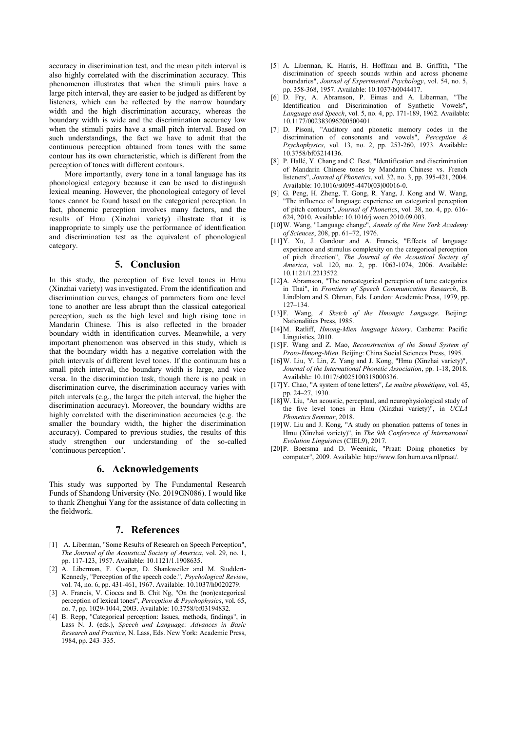accuracy in discrimination test, and the mean pitch interval is also highly correlated with the discrimination accuracy. This phenomenon illustrates that when the stimuli pairs have a large pitch interval, they are easier to be judged as different by listeners, which can be reflected by the narrow boundary width and the high discrimination accuracy, whereas the boundary width is wide and the discrimination accuracy low when the stimuli pairs have a small pitch interval. Based on such understandings, the fact we have to admit that the continuous perception obtained from tones with the same contour has its own characteristic, which is different from the perception of tones with different contours.

More importantly, every tone in a tonal language has its phonological category because it can be used to distinguish lexical meaning. However, the phonological category of level tones cannot be found based on the categorical perception. In fact, phonemic perception involves many factors, and the results of Hmu (Xinzhai variety) illustrate that it is inappropriate to simply use the performance of identification and discrimination test as the equivalent of phonological category.

## 5. Conclusion

In this study, the perception of five level tones in Hmu (Xinzhai variety) was investigated. From the identification and discrimination curves, changes of parameters from one level tone to another are less abrupt than the classical categorical perception, such as the high level and high rising tone in Mandarin Chinese. This is also reflected in the broader boundary width in identification curves. Meanwhile, a very important phenomenon was observed in this study, which is that the boundary width has a negative correlation with the pitch intervals of different level tones. If the continuum has a small pitch interval, the boundary width is large, and vice versa. In the discrimination task, though there is no peak in discrimination curve, the discrimination accuracy varies with pitch intervals (e.g., the larger the pitch interval, the higher the discrimination accuracy). Moreover, the boundary widths are highly correlated with the discrimination accuracies (e.g. the smaller the boundary width, the higher the discrimination accuracy). Compared to previous studies, the results of this study strengthen our understanding of the so-called 'continuous perception'.

## 6. Acknowledgements

This study was supported by The Fundamental Research Funds of Shandong University (No. 2019GN086). I would like to thank Zhenghui Yang for the assistance of data collecting in the fieldwork.

## 7. References

[1] A. Liberman, "Some Results of Research on Speech Perception", *The Journal of the Acoustical Society of America*, vol. 29, no. 1, pp. 117-123, 1957. Available: 10.1121/1.1908635.

[2] A. Liberman, F. Cooper, D. Shankweiler and M. Studdert-Kennedy, "Perception of the speech code.", *Psychological Review*, vol. 74, no. 6, pp. 431-461, 1967. Available: 10.1037/h0020279.

[3] A. Francis, V. Ciocca and B. Chit Ng, "On the (non)categorical perception of lexical tones", *Perception & Psychophysics*, vol. 65, no. 7, pp. 1029-1044, 2003. Available: 10.3758/bf03194832.

[4] B. Repp, "Categorical perception: Issues, methods, findings", in Lass N. J. (eds.), *Speech and Language: Advances in Basic Research and Practice*, N. Lass, Eds. New York: Academic Press, 1984, pp. 243–335.

[5] A. Liberman, K. Harris, H. Hoffman and B. Griffith, "The discrimination of speech sounds within and across phoneme boundaries", *Journal of Experimental Psychology*, vol. 54, no. 5, pp. 358-368, 1957. Available: 10.1037/h0044417.

[6] D. Fry, A. Abramson, P. Eimas and A. Liberman, "The Identification and Discrimination of Synthetic Vowels", *Language and Speech*, vol. 5, no. 4, pp. 171-189, 1962. Available: 10.1177/002383096200500401.

[7] D. Pisoni, "Auditory and phonetic memory codes in the discrimination of consonants and vowels", *Perception & Psychophysics*, vol. 13, no. 2, pp. 253-260, 1973. Available: 10.3758/bf03214136.

[8] P. Hallé, Y. Chang and C. Best, "Identification and discrimination of Mandarin Chinese tones by Mandarin Chinese vs. French listeners", *Journal of Phonetics*, vol. 32, no. 3, pp. 395-421, 2004. Available: 10.1016/s0095-4470(03)00016-0.

[9] G. Peng, H. Zheng, T. Gong, R. Yang, J. Kong and W. Wang, "The influence of language experience on categorical perception of pitch contours", *Journal of Phonetics*, vol. 38, no. 4, pp. 616-624, 2010. Available: 10.1016/j.wocn.2010.09.003.

[10] W. Wang, "Language change", *Annals of the New York Academy of Sciences*, 208, pp. 61–72, 1976.

[11] Y. Xu, J. Gandour and A. Francis, "Effects of language experience and stimulus complexity on the categorical perception of pitch direction", *The Journal of the Acoustical Society of America*, vol. 120, no. 2, pp. 1063-1074, 2006. Available: 10.1121/1.2213572.

[12] A. Abramson, "The noncategorical perception of tone categories in Thai", in *Frontiers of Speech Communication Research*, B. Lindblom and S. Ohman, Eds. London: Academic Press, 1979, pp. 127–134.

[13] F. Wang, *A Sketch of the Hmongic Language*. Beijing: Nationalities Press, 1985.

[14] M. Ratliff, *Hmong-Mien language history*. Canberra: Pacific Linguistics, 2010.

[15] F. Wang and Z. Mao, *Reconstruction of the Sound System of Proto-Hmong-Mien*. Beijing: China Social Sciences Press, 1995.

[16] W. Liu, Y. Lin, Z. Yang and J. Kong, "Hmu (Xinzhai variety)", *Journal of the International Phonetic Association*, pp. 1-18, 2018. Available: 10.1017/s0025100318000336.

[17] Y. Chao, "A system of tone letters", *Le maître phonétique*, vol. 45, pp. 24–27, 1930.

[18] W. Liu, "An acoustic, perceptual, and neurophysiological study of the five level tones in Hmu (Xinzhai variety)", in *UCLA Phonetics Seminar*, 2018.

[19] W. Liu and J. Kong, "A study on phonation patterns of tones in Hmu (Xinzhai variety)", in *The 9th Conference of International Evolution Linguistics* (CIEL9), 2017.

[20] P. Boersma and D. Weenink, "Praat: Doing phonetics by computer", 2009. Available: http://www.fon.hum.uva.nl/praat/.